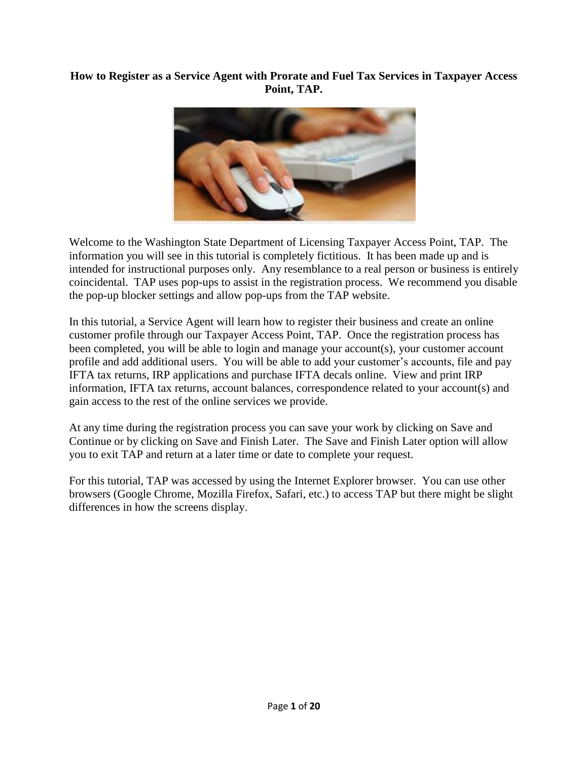**How to Register as a Service Agent with Prorate and Fuel Tax Services in Taxpayer Access Point, TAP.**

Welcome to the Washington State Department of Licensing Taxpayer Access Point, TAP. The information you will see in this tutorial is completely fictitious. It has been made up and is intended for instructional purposes only. Any resemblance to a real person or business is entirely coincidental. TAP uses pop-ups to assist in the registration process. We recommend you disable the pop-up blocker settings and allow pop-ups from the TAP website.

In this tutorial, a Service Agent will learn how to register their business and create an online customer profile through our Taxpayer Access Point, TAP. Once the registration process has been completed, you will be able to login and manage your account(s), your customer account profile and add additional users. You will be able to add your customer's accounts, file and pay IFTA tax returns, IRP applications and purchase IFTA decals online. View and print IRP information, IFTA tax returns, account balances, correspondence related to your account(s) and gain access to the rest of the online services we provide.

At any time during the registration process you can save your work by clicking on Save and Continue or by clicking on Save and Finish Later. The Save and Finish Later option will allow you to exit TAP and return at a later time or date to complete your request.

For this tutorial, TAP was accessed by using the Internet Explorer browser. You can use other browsers (Google Chrome, Mozilla Firefox, Safari, etc.) to access TAP but there might be slight differences in how the screens display.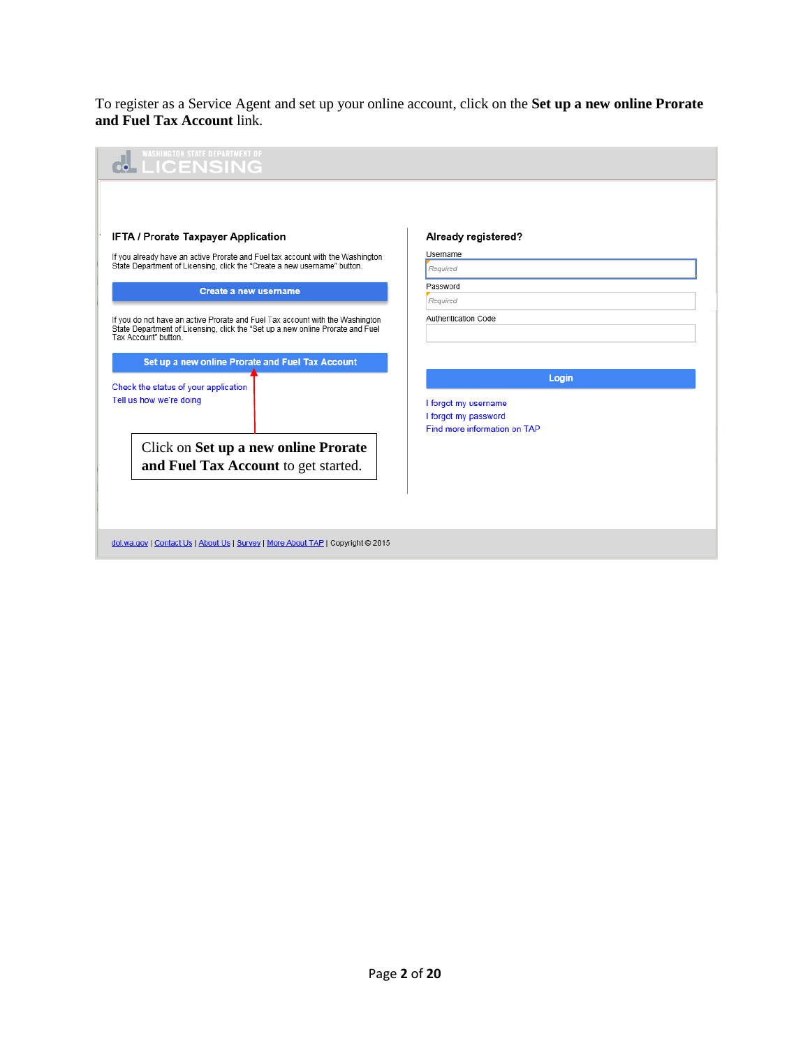To register as a Service Agent and set up your online account, click on the **Set up a new online Prorate and Fuel Tax Account** link.

WASHINGTON STATE DEPARTMENT OF LICENSING

**IFTA / Prorate Taxpayer Application**

If you already have an active Prorate and Fuel tax account with the Washington State Department of Licensing, click the "Create a new username" button.

**Create a new username**

If you do not have an active Prorate and Fuel Tax account with the Washington State Department of Licensing, click the "Set up a new online Prorate and Fuel Tax Account" button.

**Set up a new online Prorate and Fuel Tax Account**

Check the status of your application

Tell us how we're doing

Click on **Set up a new online Prorate and Fuel Tax Account** to get started.

**Already registered?**

Username

Required

Password

Required

Authentication Code

**Login**

I forgot my username

I forgot my password

Find more information on TAP

dol.wa.gov | Contact Us | About Us | Survey | More About TAP | Copyright © 2015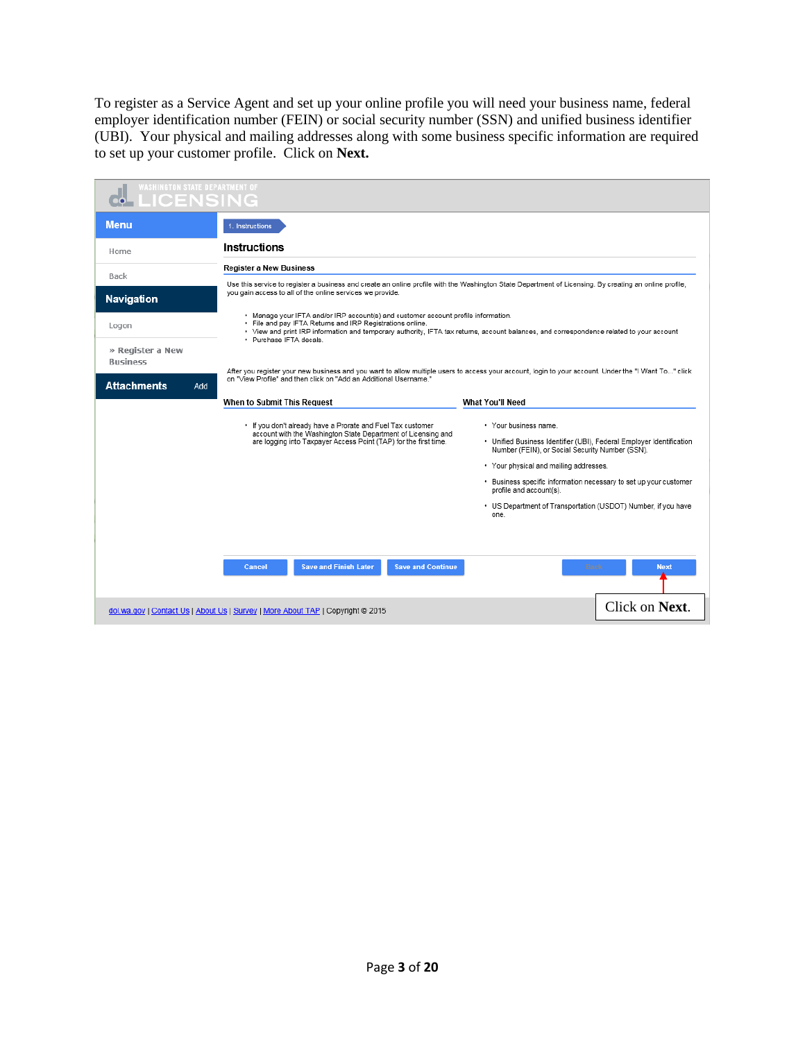To register as a Service Agent and set up your online profile you will need your business name, federal employer identification number (FEIN) or social security number (SSN) and unified business identifier (UBI). Your physical and mailing addresses along with some business specific information are required to set up your customer profile. Click on **Next.**

WASHINGTON STATE DEPARTMENT OF LICENSING

**Menu**

Home

Back

**Navigation**

Logon

» Register a New Business

**Attachments** Add

1. Instructions

## Instructions

**Register a New Business**

Use this service to register a business and create an online profile with the Washington State Department of Licensing. By creating an online profile, you gain access to all of the online services we provide.

- Manage your IFTA and/or IRP account(s) and customer account profile information.
- File and pay IFTA Returns and IRP Registrations online.
- View and print IRP information and temporary authority, IFTA tax returns, account balances, and correspondence related to your account
- Purchase IFTA decals.

After you register your new business and you want to allow multiple users to access your account, login to your account. Under the "I Want To..." click on "View Profile" and then click on "Add an Additional Username."

**When to Submit This Request**

- If you don't already have a Prorate and Fuel Tax customer account with the Washington State Department of Licensing and are logging into Taxpayer Access Point (TAP) for the first time.

**What You'll Need**

- Your business name.
- Unified Business Identifier (UBI), Federal Employer Identification Number (FEIN), or Social Security Number (SSN).
- Your physical and mailing addresses.
- Business specific information necessary to set up your customer profile and account(s).
- US Department of Transportation (USDOT) Number, if you have one.

Cancel | Save and Finish Later | Save and Continue | Back | Next

Click on **Next**.

dol.wa.gov | Contact Us | About Us | Survey | More About TAP | Copyright © 2015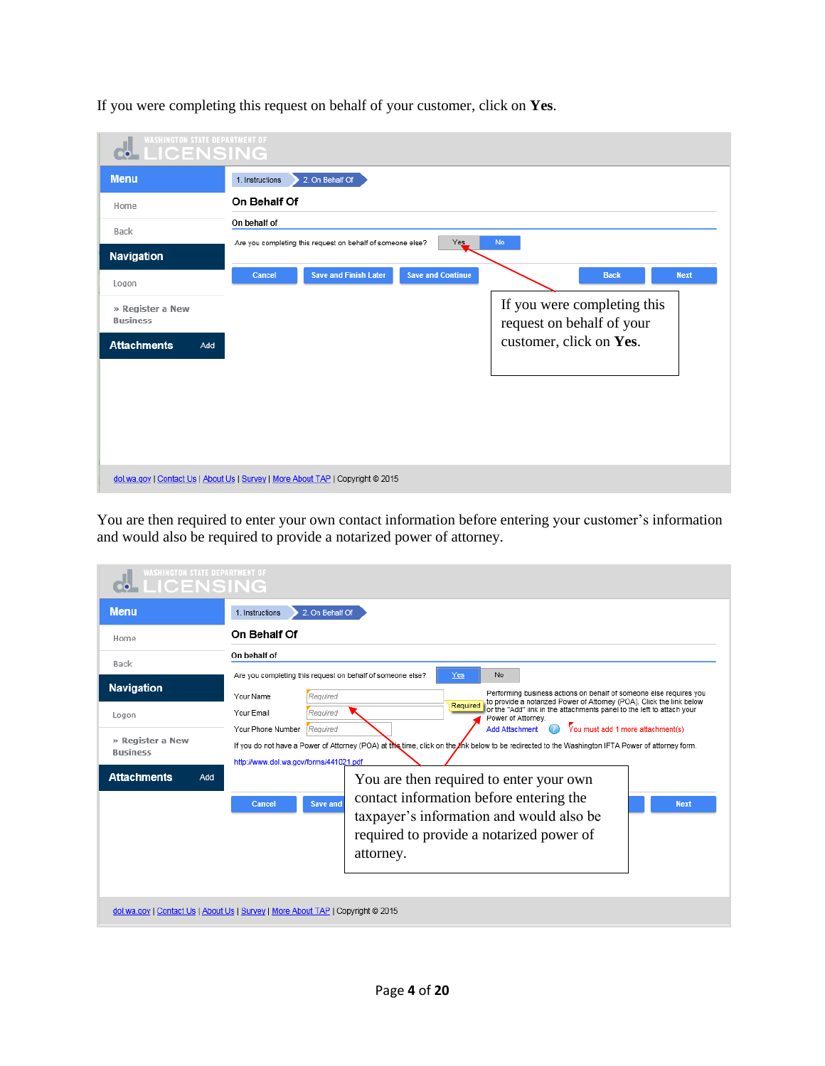If you were completing this request on behalf of your customer, click on **Yes**.

WASHINGTON STATE DEPARTMENT OF LICENSING

Menu

Home

Back

Navigation

Logon

» Register a New Business

Attachments Add

1. Instructions 2. On Behalf Of

On Behalf Of

On behalf of

Are you completing this request on behalf of someone else? Yes No

Cancel Save and Finish Later Save and Continue Back Next

If you were completing this request on behalf of your customer, click on **Yes**.

dol.wa.gov | Contact Us | About Us | Survey | More About TAP | Copyright © 2015

You are then required to enter your own contact information before entering your customer's information and would also be required to provide a notarized power of attorney.

WASHINGTON STATE DEPARTMENT OF LICENSING

Menu

Home

Back

Navigation

Logon

» Register a New Business

Attachments Add

1. Instructions 2. On Behalf Of

On Behalf Of

On behalf of

Are you completing this request on behalf of someone else? Yes No

Your Name Required

Your Email Required

Your Phone Number Required

Required

Performing business actions on behalf of someone else requires you to provide a notarized Power of Attorney (POA). Click the link below or the "Add" link in the attachments panel to the left to attach your Power of Attorney.

Add Attachment You must add 1 more attachment(s)

If you do not have a Power of Attorney (POA) at this time, click on the link below to be redirected to the Washington IFTA Power of attorney form.

http://www.dol.wa.gov/forms/441021.pdf

Cancel Save and ... Next

You are then required to enter your own contact information before entering the taxpayer's information and would also be required to provide a notarized power of attorney.

dol.wa.gov | Contact Us | About Us | Survey | More About TAP | Copyright © 2015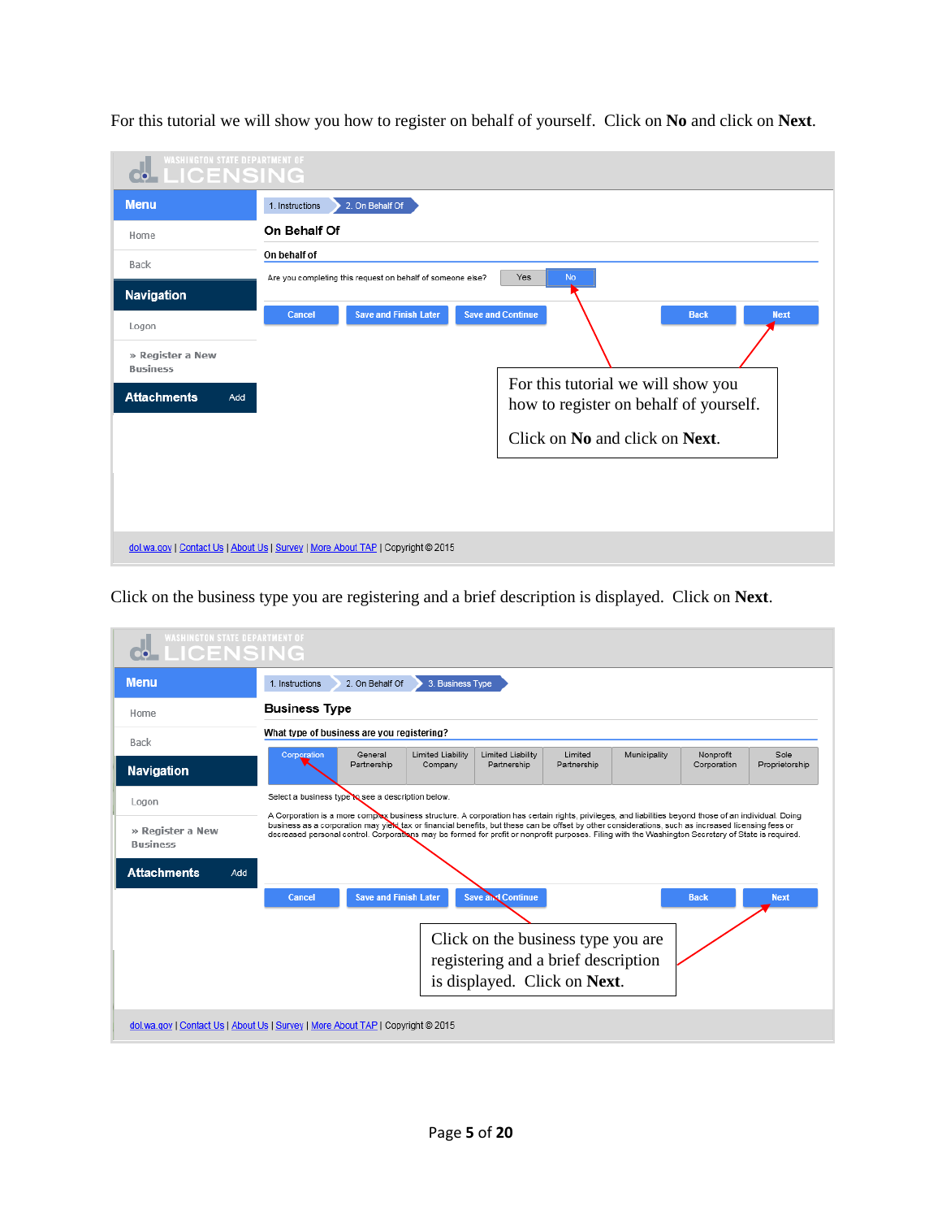For this tutorial we will show you how to register on behalf of yourself. Click on **No** and click on **Next**.

WASHINGTON STATE DEPARTMENT OF LICENSING

Menu
- Home
- Back

Navigation
- Logon
- » Register a New Business

Attachments Add

1. Instructions | 2. On Behalf Of

**On Behalf Of**

On behalf of

Are you completing this request on behalf of someone else? Yes | No

Cancel | Save and Finish Later | Save and Continue | Back | Next

For this tutorial we will show you how to register on behalf of yourself.

Click on **No** and click on **Next**.

dol.wa.gov | Contact Us | About Us | Survey | More About TAP | Copyright © 2015

Click on the business type you are registering and a brief description is displayed. Click on **Next**.

WASHINGTON STATE DEPARTMENT OF LICENSING

Menu
- Home
- Back

Navigation
- Logon
- » Register a New Business

Attachments Add

1. Instructions | 2. On Behalf Of | 3. Business Type

**Business Type**

What type of business are you registering?

Corporation | General Partnership | Limited Liability Company | Limited Liability Partnership | Limited Partnership | Municipality | Nonprofit Corporation | Sole Proprietorship

Select a business type to see a description below.

A Corporation is a more complex business structure. A corporation has certain rights, privileges, and liabilities beyond those of an individual. Doing business as a corporation may yield tax or financial benefits, but these can be offset by other considerations, such as increased licensing fees or decreased personal control. Corporations may be formed for profit or nonprofit purposes. Filing with the Washington Secretary of State is required.

Cancel | Save and Finish Later | Save and Continue | Back | Next

Click on the business type you are registering and a brief description is displayed. Click on **Next**.

dol.wa.gov | Contact Us | About Us | Survey | More About TAP | Copyright © 2015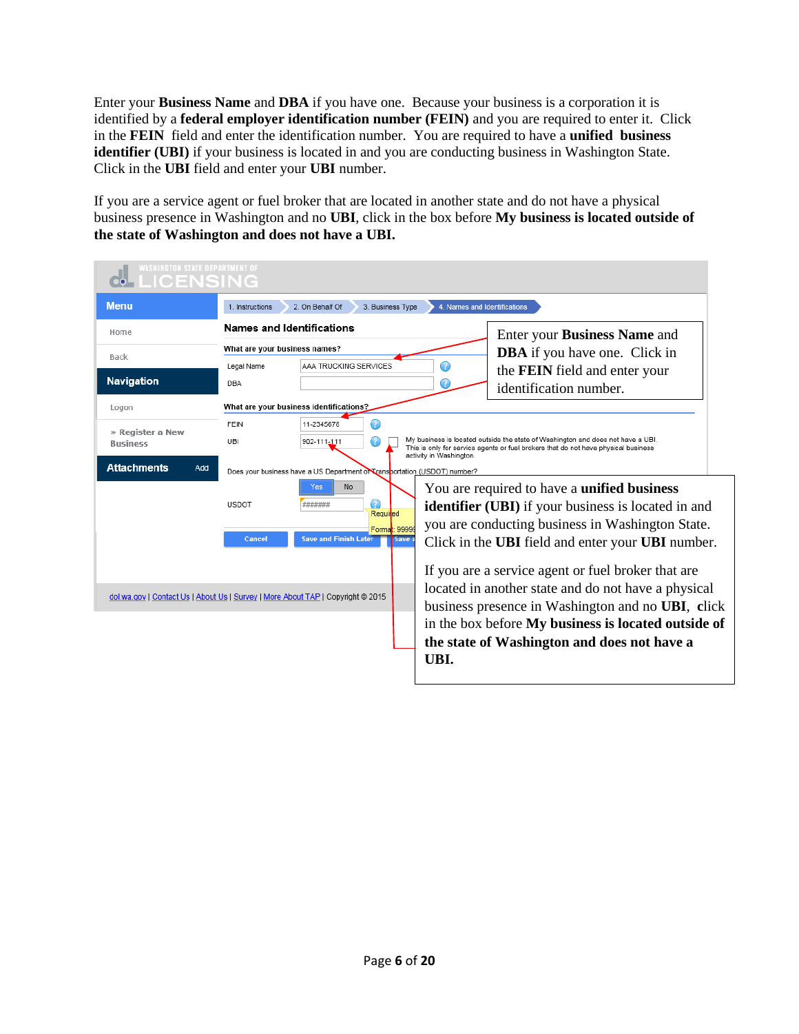Enter your **Business Name** and **DBA** if you have one. Because your business is a corporation it is identified by a **federal employer identification number (FEIN)** and you are required to enter it. Click in the **FEIN** field and enter the identification number. You are required to have a **unified business identifier (UBI)** if your business is located in and you are conducting business in Washington State. Click in the **UBI** field and enter your **UBI** number.

If you are a service agent or fuel broker that are located in another state and do not have a physical business presence in Washington and no **UBI**, click in the box before **My business is located outside of the state of Washington and does not have a UBI.**

WASHINGTON STATE DEPARTMENT OF LICENSING

**Menu**

Home

Back

**Navigation**

Logon

» Register a New Business

**Attachments** Add

1. Instructions | 2. On Behalf Of | 3. Business Type | 4. Names and Identifications

**Names and Identifications**

**What are your business names?**

Legal Name: AAA TRUCKING SERVICES

DBA:

**What are your business identifications?**

FEIN: 11-2345678

UBI: 902-111-111

☐ My business is located outside the state of Washington and does not have a UBI. This is only for service agents or fuel brokers that do not have physical business activity in Washington.

Does your business have a US Department of Transportation (USDOT) number?

Yes | No

USDOT: ####### Required Format: 99999

Cancel | Save and Finish Later | Save

dol.wa.gov | Contact Us | About Us | Survey | More About TAP | Copyright © 2015

Enter your **Business Name** and **DBA** if you have one. Click in the **FEIN** field and enter your identification number.

You are required to have a **unified business identifier (UBI)** if your business is located in and you are conducting business in Washington State. Click in the **UBI** field and enter your **UBI** number.

If you are a service agent or fuel broker that are located in another state and do not have a physical business presence in Washington and no **UBI**, click in the box before **My business is located outside of the state of Washington and does not have a UBI.**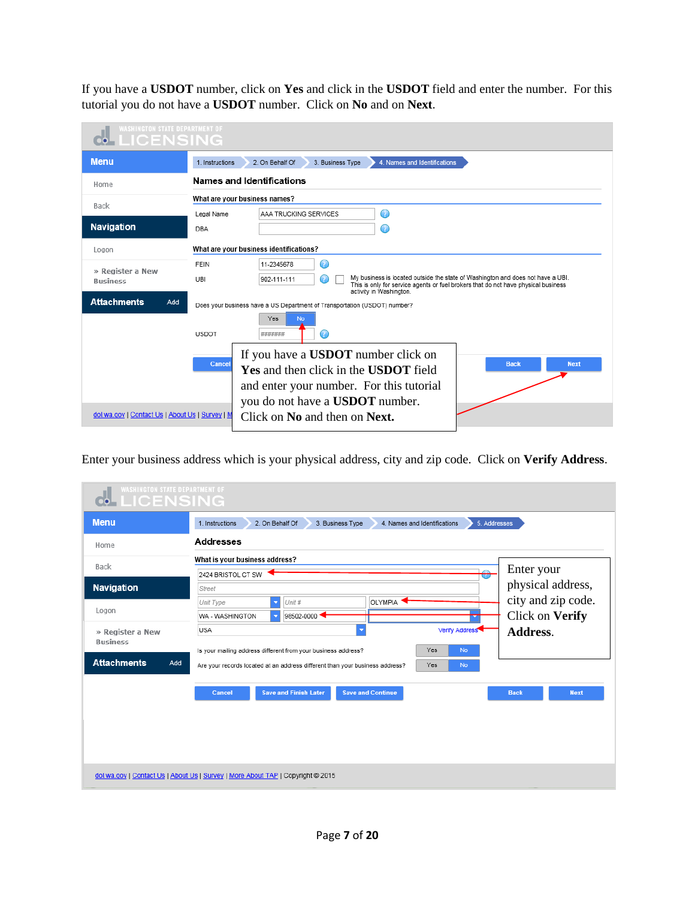If you have a **USDOT** number, click on **Yes** and click in the **USDOT** field and enter the number. For this tutorial you do not have a **USDOT** number. Click on **No** and on **Next**.

WASHINGTON STATE DEPARTMENT OF LICENSING

| Menu |
|---|
| Home |
| Back |
| **Navigation** |
| Logon |
| » Register a New Business |
| **Attachments** Add |

1. Instructions › 2. On Behalf Of › 3. Business Type › 4. Names and Identifications

**Names and Identifications**

**What are your business names?**

Legal Name: AAA TRUCKING SERVICES

DBA:

**What are your business identifications?**

FEIN: 11-2345678

UBI: 902-111-111 — My business is located outside the state of Washington and does not have a UBI. This is only for service agents or fuel brokers that do not have physical business activity in Washington.

Does your business have a US Department of Transportation (USDOT) number? Yes / No

USDOT: #######

Cancel | Back | Next

If you have a **USDOT** number click on **Yes** and then click in the **USDOT** field and enter your number. For this tutorial you do not have a **USDOT** number. Click on **No** and then on **Next.**

dol.wa.gov | Contact Us | About Us | Survey | M

Enter your business address which is your physical address, city and zip code. Click on **Verify Address**.

WASHINGTON STATE DEPARTMENT OF LICENSING

| Menu |
|---|
| Home |
| Back |
| **Navigation** |
| Logon |
| » Register a New Business |
| **Attachments** Add |

1. Instructions › 2. On Behalf Of › 3. Business Type › 4. Names and Identifications › 5. Addresses

**Addresses**

**What is your business address?**

2424 BRISTOL CT SW

Street

Unit Type | Unit # | OLYMPIA

WA - WASHINGTON | 98502-0000

USA

Verify Address

Is your mailing address different from your business address? Yes / No

Are your records located at an address different than your business address? Yes / No

Cancel | Save and Finish Later | Save and Continue | Back | Next

Enter your physical address, city and zip code. Click on **Verify Address.**

dol.wa.gov | Contact Us | About Us | Survey | More About TAP | Copyright © 2015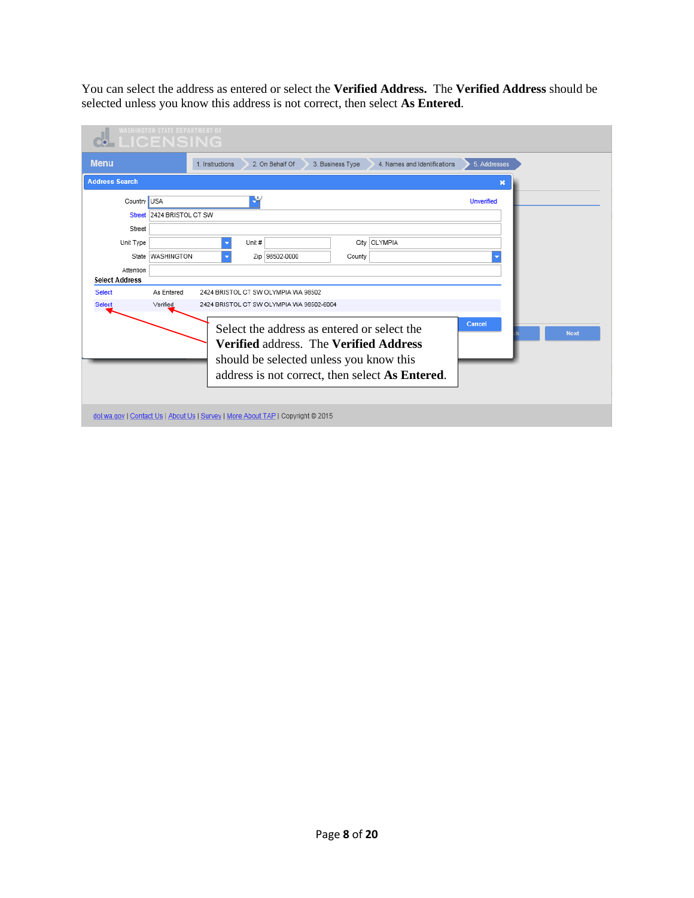You can select the address as entered or select the **Verified Address.** The **Verified Address** should be selected unless you know this address is not correct, then select **As Entered**.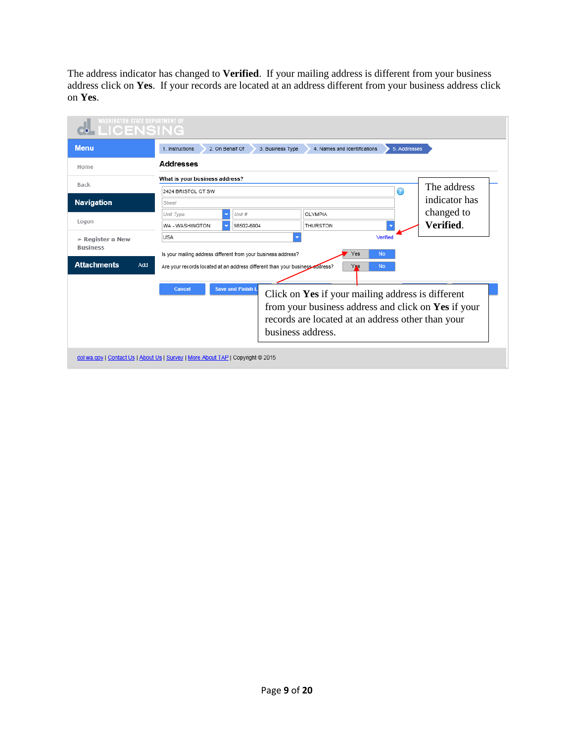The address indicator has changed to **Verified**. If your mailing address is different from your business address click on **Yes**. If your records are located at an address different from your business address click on **Yes**.

WASHINGTON STATE DEPARTMENT OF LICENSING

Menu | 1. Instructions | 2. On Behalf Of | 3. Business Type | 4. Names and Identifications | 5. Addresses

Home

Back

Navigation

Logon

» Register a New Business

Attachments Add

## Addresses

**What is your business address?**

2424 BRISTOL CT SW

Street

Unit Type | Unit # | OLYMPIA

WA - WASHINGTON | 98502-6004 | THURSTON

USA

Verified

The address indicator has changed to **Verified**.

Is your mailing address different from your business address? Yes No

Are your records located at an address different than your business address? Yes No

Cancel | Save and Finish L

Click on **Yes** if your mailing address is different from your business address and click on **Yes** if your records are located at an address other than your business address.

dol.wa.gov | Contact Us | About Us | Survey | More About TAP | Copyright © 2015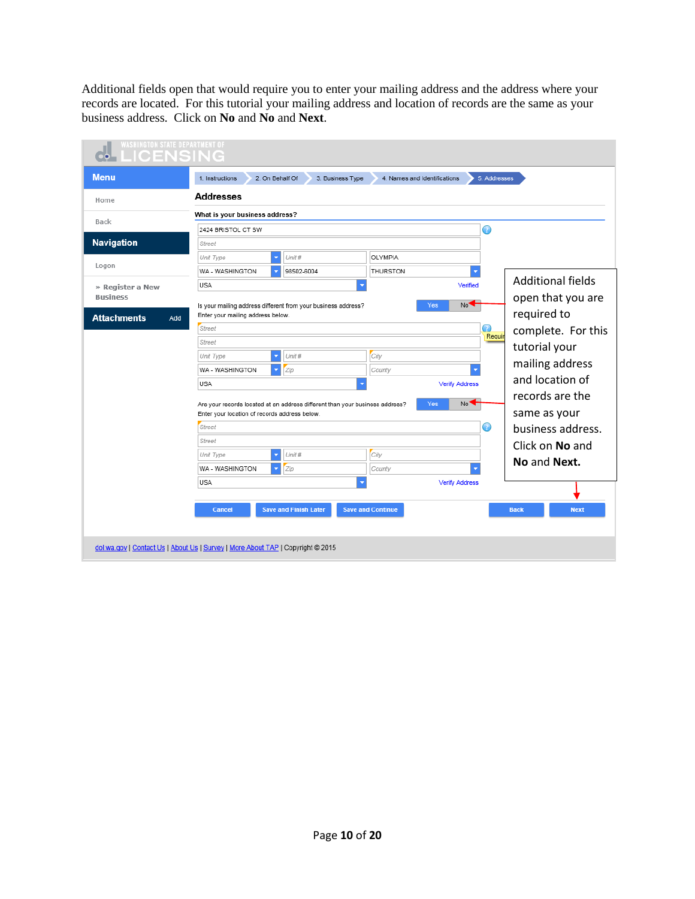Additional fields open that would require you to enter your mailing address and the address where your records are located. For this tutorial your mailing address and location of records are the same as your business address. Click on **No** and **No** and **Next**.

WASHINGTON STATE DEPARTMENT OF LICENSING

**Menu**

Home

Back

**Navigation**

Logon

» Register a New Business

**Attachments** Add

1. Instructions | 2. On Behalf Of | 3. Business Type | 4. Names and Identifications | 5. Addresses

## Addresses

**What is your business address?**

2424 BRISTOL CT SW

Street

Unit Type | Unit # | OLYMPIA

WA - WASHINGTON | 98502-6004 | THURSTON

USA

Verified

Is your mailing address different from your business address? Yes No

Enter your mailing address below.

Street

Street

Unit Type | Unit # | City

WA - WASHINGTON | Zip | County

USA

Verify Address

Are your records located at an address different than your business address? Yes No

Enter your location of records address below.

Street

Street

Unit Type | Unit # | City

WA - WASHINGTON | Zip | County

USA

Verify Address

Cancel | Save and Finish Later | Save and Continue | Back | Next

Additional fields open that you are required to complete. For this tutorial your mailing address and location of records are the same as your business address. Click on **No** and **No** and **Next.**

dol.wa.gov | Contact Us | About Us | Survey | More About TAP | Copyright © 2015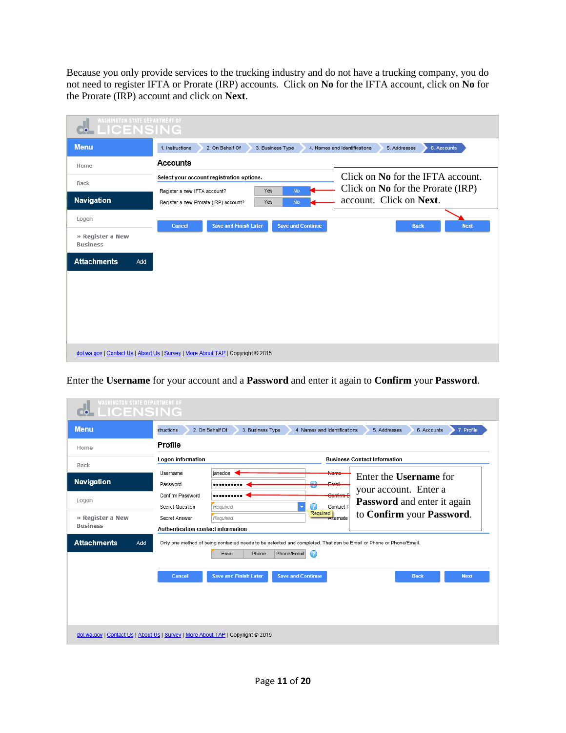Because you only provide services to the trucking industry and do not have a trucking company, you do not need to register IFTA or Prorate (IRP) accounts. Click on **No** for the IFTA account, click on **No** for the Prorate (IRP) account and click on **Next**.

WASHINGTON STATE DEPARTMENT OF LICENSING

Menu
- Home
- Back

Navigation
- Logon
- » Register a New Business

Attachments Add

1. Instructions | 2. On Behalf Of | 3. Business Type | 4. Names and Identifications | 5. Addresses | 6. Accounts

## Accounts

Select your account registration options.

Register a new IFTA account? Yes No

Register a new Prorate (IRP) account? Yes No

Click on **No** for the IFTA account. Click on **No** for the Prorate (IRP) account. Click on **Next**.

Cancel | Save and Finish Later | Save and Continue | Back | Next

dol.wa.gov | Contact Us | About Us | Survey | More About TAP | Copyright © 2015

Enter the **Username** for your account and a **Password** and enter it again to **Confirm** your **Password**.

WASHINGTON STATE DEPARTMENT OF LICENSING

Menu
- Home
- Back

Navigation
- Logon
- » Register a New Business

Attachments Add

structions | 2. On Behalf Of | 3. Business Type | 4. Names and Identifications | 5. Addresses | 6. Accounts | 7. Profile

## Profile

Logon information

Username: janedoe

Password: ••••••••••

Confirm Password: ••••••••••

Secret Question: Required

Secret Answer: Required

Business Contact Information

Name

Email

Confirm E

Contact P

Alternate

Required

Enter the **Username** for your account. Enter a **Password** and enter it again to **Confirm** your **Password**.

Authentication contact information

Only one method of being contacted needs to be selected and completed. That can be Email or Phone or Phone/Email.

Email | Phone | Phone/Email

Cancel | Save and Finish Later | Save and Continue | Back | Next

dol.wa.gov | Contact Us | About Us | Survey | More About TAP | Copyright © 2015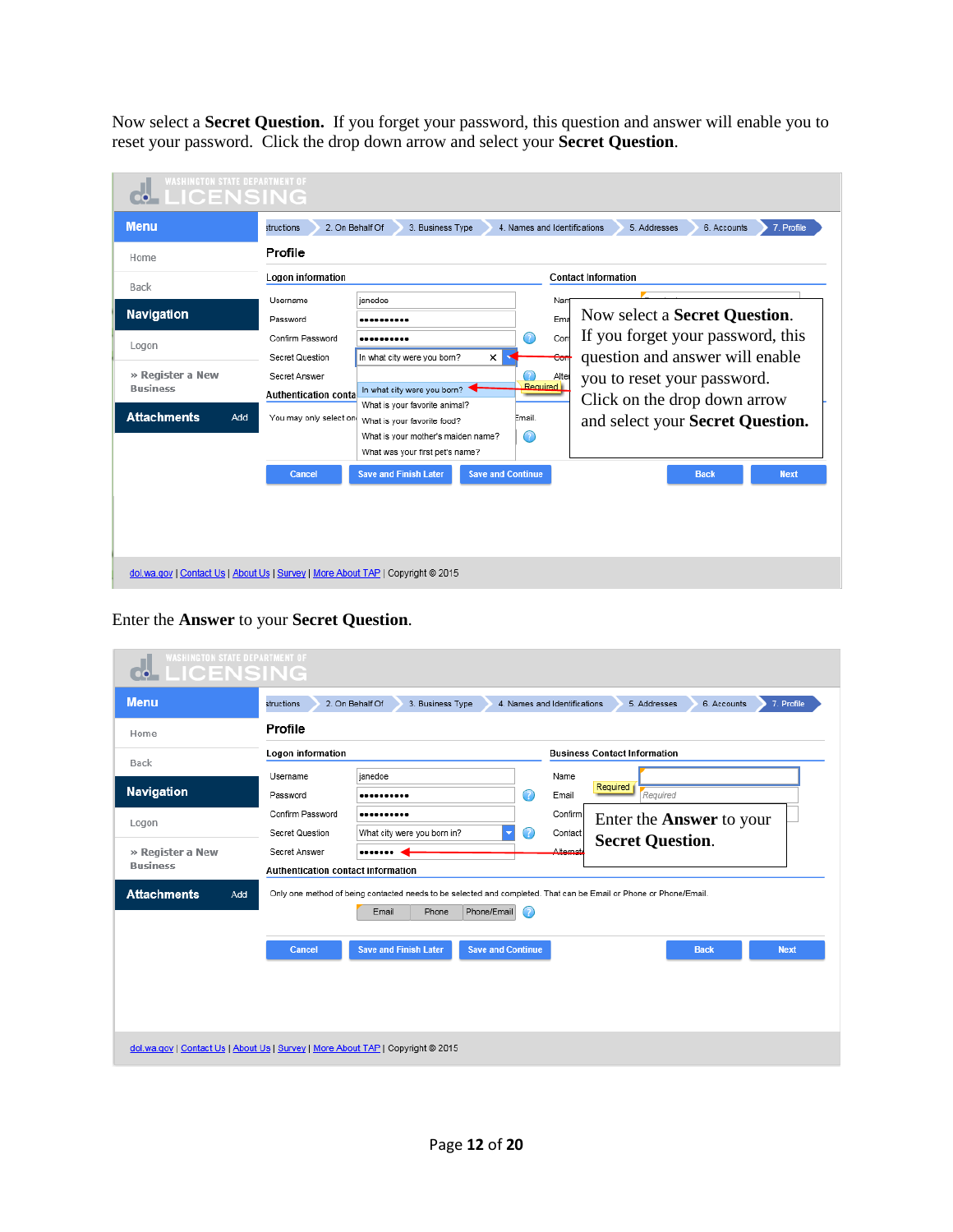Now select a **Secret Question.** If you forget your password, this question and answer will enable you to reset your password. Click the drop down arrow and select your **Secret Question**.

Enter the **Answer** to your **Secret Question**.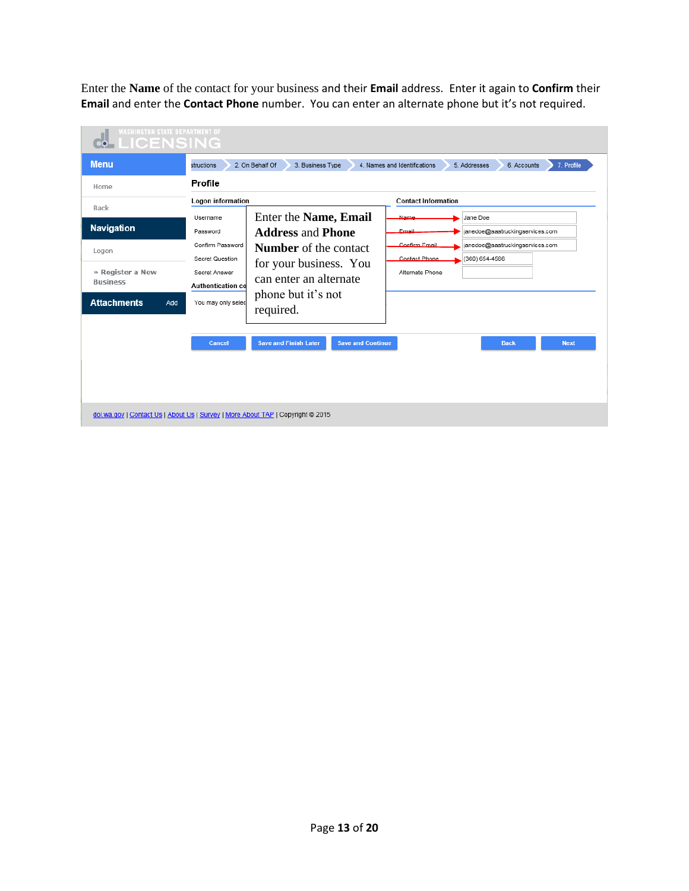Enter the **Name** of the contact for your business and their **Email** address. Enter it again to **Confirm** their **Email** and enter the **Contact Phone** number. You can enter an alternate phone but it's not required.

WASHINGTON STATE DEPARTMENT OF LICENSING

**Menu**

Home

Back

**Navigation**

Logon

» Register a New Business

**Attachments** Add

structions | 2. On Behalf Of | 3. Business Type | 4. Names and Identifcations | 5. Addresses | 6. Accounts | 7. Profile

**Profile**

**Logon information**

Username

Password

Confirm Password

Secret Question

Secret Answer

**Authentication co**

You may only selec

Enter the **Name, Email Address** and **Phone Number** of the contact for your business. You can enter an alternate phone but it's not required.

**Contact Information**

| Field | Value |
| --- | --- |
| Name | Jane Doe |
| Email | janedoe@aaatruckingservices.com |
| Confirm Email | janedoe@aaatruckingservices.com |
| Contact Phone | (360) 654-4566 |
| Alternate Phone | |

Cancel | Save and Finish Later | Save and Continue | Back | Next

dol.wa.gov | Contact Us | About Us | Survey | More About TAP | Copyright © 2015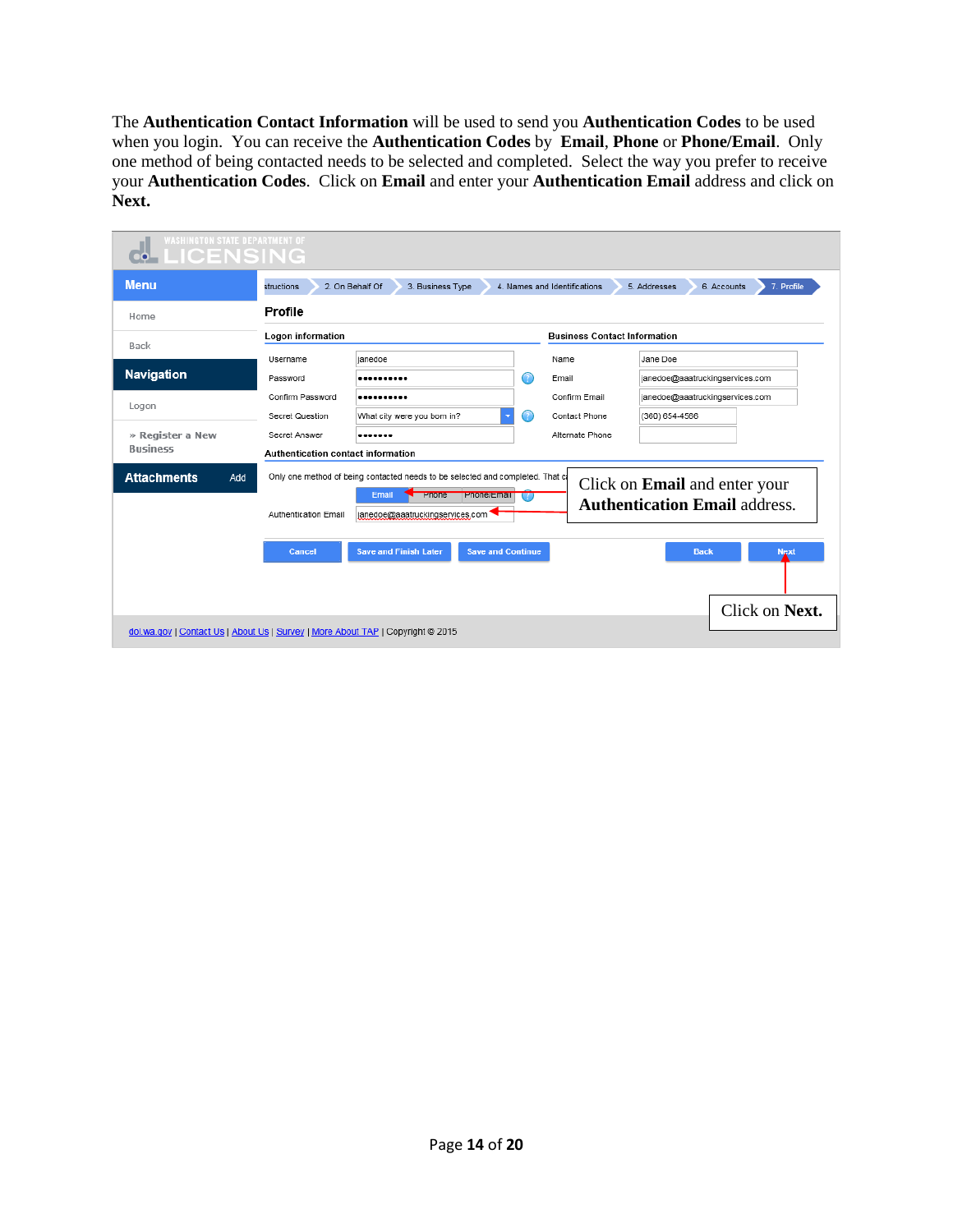The **Authentication Contact Information** will be used to send you **Authentication Codes** to be used when you login. You can receive the **Authentication Codes** by **Email**, **Phone** or **Phone/Email**. Only one method of being contacted needs to be selected and completed. Select the way you prefer to receive your **Authentication Codes**. Click on **Email** and enter your **Authentication Email** address and click on **Next.**

WASHINGTON STATE DEPARTMENT OF LICENSING

structions | 2. On Behalf Of | 3. Business Type | 4. Names and Identifications | 5. Addresses | 6. Accounts | 7. Profile

**Menu**
- Home
- Back

**Navigation**
- Logon
- » Register a New Business

**Attachments** Add

**Profile**

**Logon information**

| | |
|---|---|
| Username | janedoe |
| Password | •••••••••• |
| Confirm Password | •••••••••• |
| Secret Question | What city were you born in? |
| Secret Answer | ••••••• |

**Business Contact Information**

| | |
|---|---|
| Name | Jane Doe |
| Email | janedoe@aaatruckingservices.com |
| Confirm Email | janedoe@aaatruckingservices.com |
| Contact Phone | (360) 654-4586 |
| Alternate Phone | |

**Authentication contact information**

Only one method of being contacted needs to be selected and completed. That c

Email | Phone | Phone/Email

Authentication Email: janedoe@aaatruckingservices.com

Click on **Email** and enter your **Authentication Email** address.

Cancel | Save and Finish Later | Save and Continue | Back | Next

Click on **Next.**

dol.wa.gov | Contact Us | About Us | Survey | More About TAP | Copyright © 2015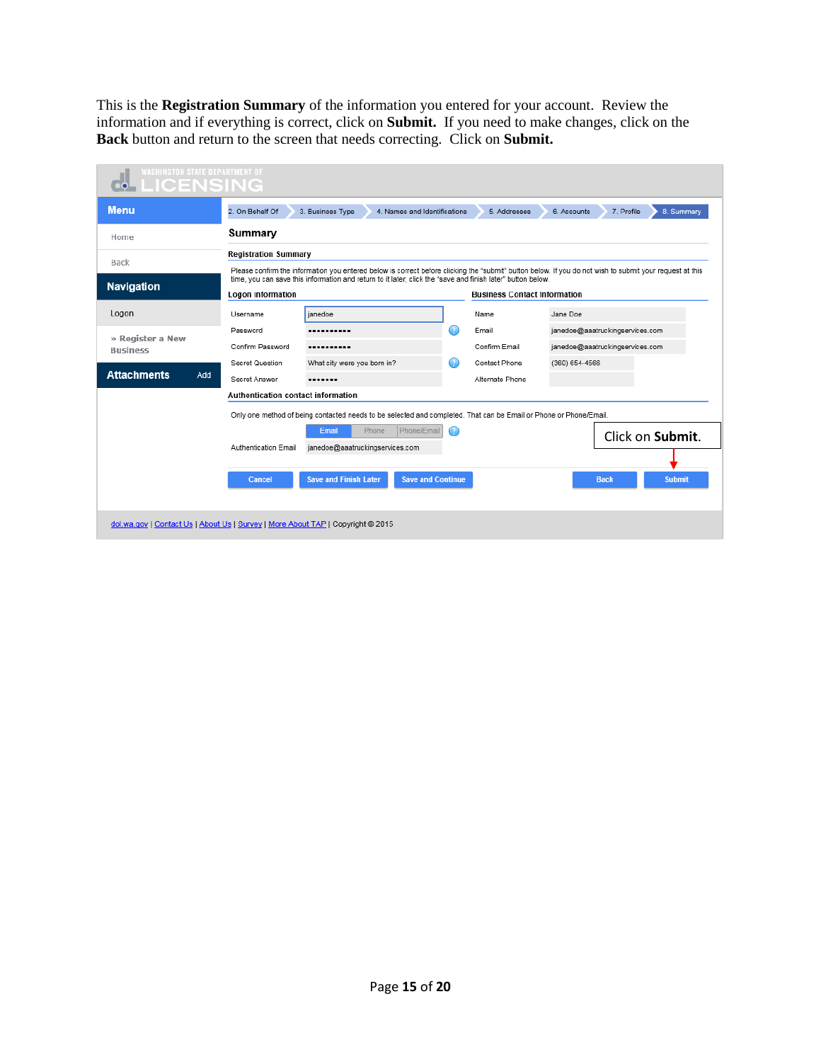This is the **Registration Summary** of the information you entered for your account. Review the information and if everything is correct, click on **Submit.** If you need to make changes, click on the **Back** button and return to the screen that needs correcting. Click on **Submit.**

WASHINGTON STATE DEPARTMENT OF LICENSING

**Menu**

- Home
- Back

**Navigation**

- Logon
- » Register a New Business

**Attachments** Add

2. On Behalf Of | 3. Business Type | 4. Names and Identifications | 5. Addresses | 6. Accounts | 7. Profile | 8. Summary

## Summary

### Registration Summary

Please confirm the information you entered below is correct before clicking the "submit" button below. If you do not wish to submit your request at this time, you can save this information and return to it later, click the "save and finish later" button below.

**Logon Information**

| | |
|---|---|
| Username | janedoe |
| Password | •••••••••• |
| Confirm Password | •••••••••• |
| Secret Question | What city were you born in? |
| Secret Answer | ••••••• |

**Business Contact Information**

| | |
|---|---|
| Name | Jane Doe |
| Email | janedoe@aaatruckingservices.com |
| Confirm Email | janedoe@aaatruckingservices.com |
| Contact Phone | (360) 654-4568 |
| Alternate Phone | |

**Authentication contact information**

Only one method of being contacted needs to be selected and completed. That can be Email or Phone or Phone/Email.

Email | Phone | Phone/Email

Authentication Email: janedoe@aaatruckingservices.com

Click on **Submit**.

Cancel | Save and Finish Later | Save and Continue | Back | Submit

dol.wa.gov | Contact Us | About Us | Survey | More About TAP | Copyright © 2015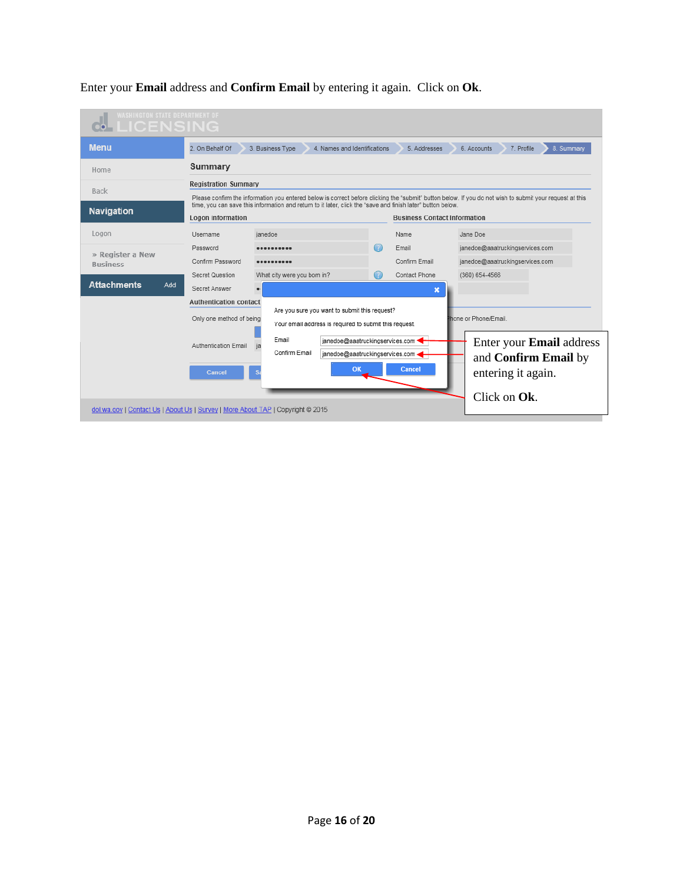Enter your **Email** address and **Confirm Email** by entering it again.  Click on **Ok**.

WASHINGTON STATE DEPARTMENT OF LICENSING

Menu

Home

Back

Navigation

Logon

» Register a New Business

Attachments Add

2. On Behalf Of | 3. Business Type | 4. Names and Identifications | 5. Addresses | 6. Accounts | 7. Profile | 8. Summary

Summary

Registration Summary

Please confirm the information you entered below is correct before clicking the 'submit' button below. If you do not wish to submit your request at this time, you can save this information and return to it later, click the 'save and finish later' button below.

Logon Information

| | |
|---|---|
| Username | janedoe |
| Password | •••••••••• |
| Confirm Password | •••••••••• |
| Secret Question | What city were you born in? |
| Secret Answer | • |

Business Contact Information

| | |
|---|---|
| Name | Jane Doe |
| Email | janedoe@aaatruckingservices.com |
| Confirm Email | janedoe@aaatruckingservices.com |
| Contact Phone | (360) 654-4566 |

Authentication contact

Only one method of being ... hone or Phone/Email.

Authentication Email ja

Cancel   Sa

Are you sure you want to submit this request?

Your email address is required to submit this request.

| | |
|---|---|
| Email | janedoe@aaatruckingservices.com |
| Confirm Email | janedoe@aaatruckingservices.com |

OK   Cancel

Enter your **Email** address and **Confirm Email** by entering it again.

Click on **Ok**.

dol.wa.gov | Contact Us | About Us | Survey | More About TAP | Copyright © 2015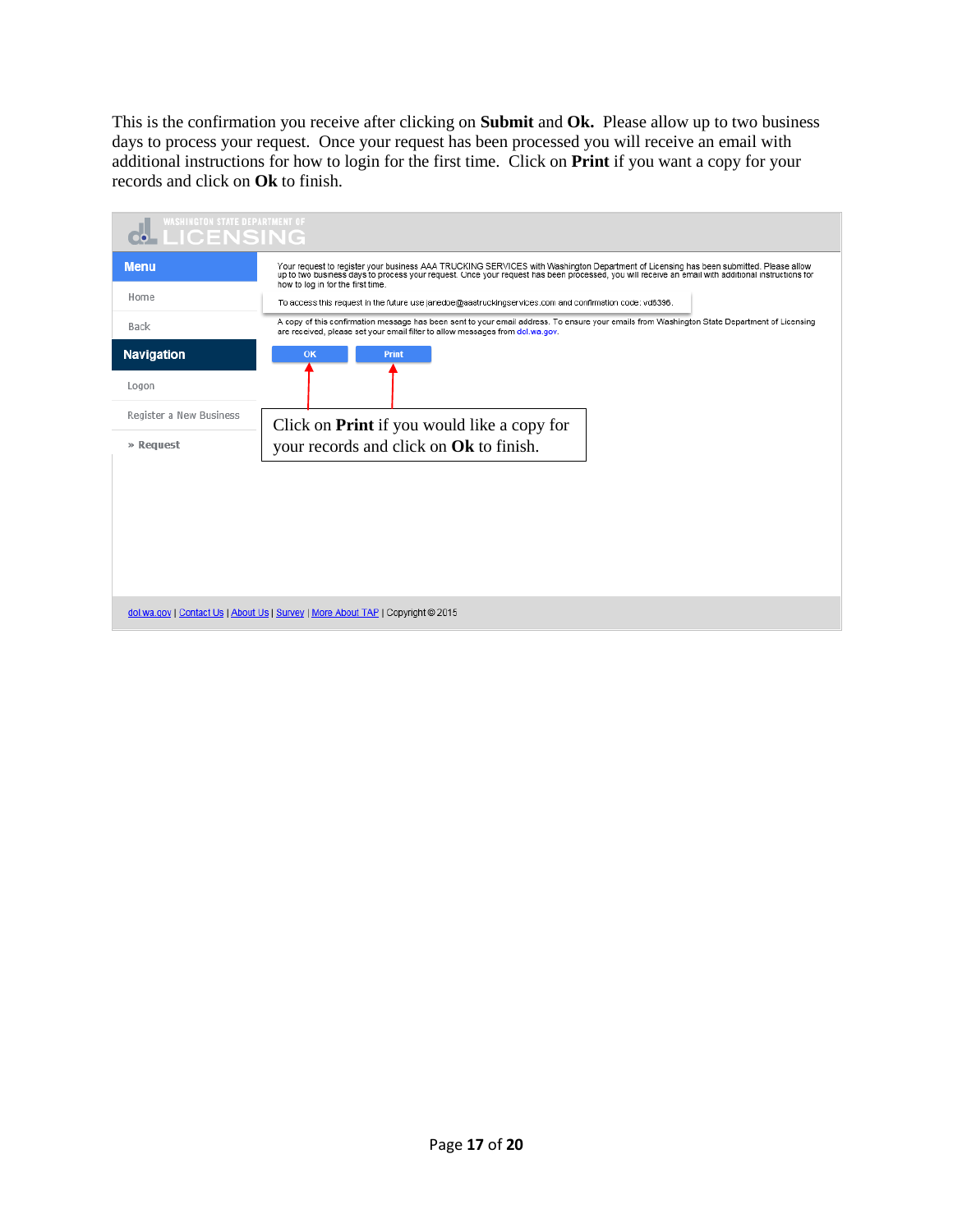This is the confirmation you receive after clicking on **Submit** and **Ok.** Please allow up to two business days to process your request. Once your request has been processed you will receive an email with additional instructions for how to login for the first time. Click on **Print** if you want a copy for your records and click on **Ok** to finish.

WASHINGTON STATE DEPARTMENT OF LICENSING

**Menu**

Home

Back

**Navigation**

Logon

Register a New Business

» **Request**

Your request to register your business AAA TRUCKING SERVICES with Washington Department of Licensing has been submitted. Please allow up to two business days to process your request. Once your request has been processed, you will receive an email with additional instructions for how to log in for the first time.

To access this request in the future use janedoe@aaatruckingservices.com and confirmation code: vd5396.

A copy of this confirmation message has been sent to your email address. To ensure your emails from Washington State Department of Licensing are received, please set your email filter to allow messages from dol.wa.gov.

OK | Print

Click on **Print** if you would like a copy for your records and click on **Ok** to finish.

dol.wa.gov | Contact Us | About Us | Survey | More About TAP | Copyright © 2015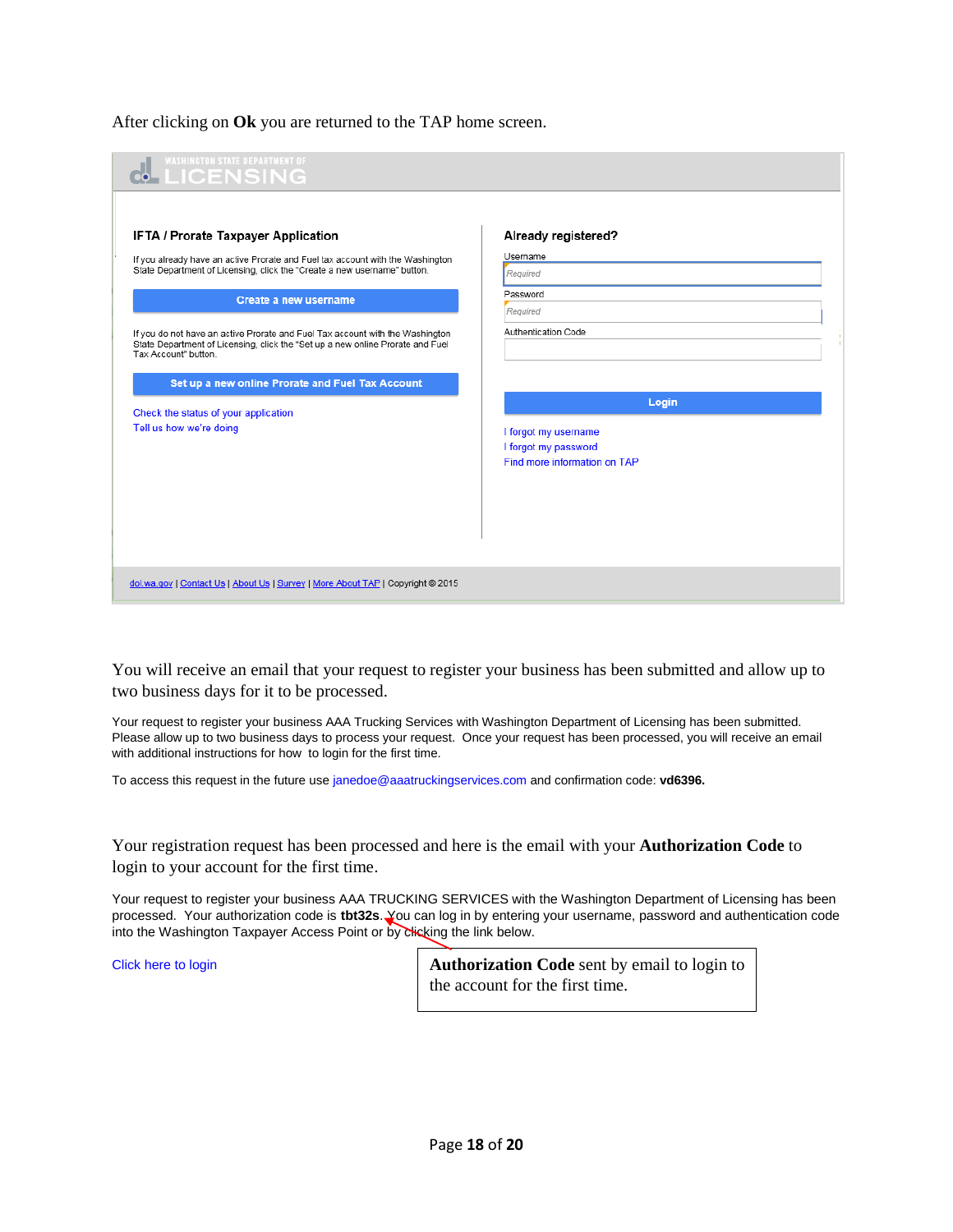After clicking on **Ok** you are returned to the TAP home screen.

WASHINGTON STATE DEPARTMENT OF LICENSING

**IFTA / Prorate Taxpayer Application**

If you already have an active Prorate and Fuel tax account with the Washington State Department of Licensing, click the "Create a new username" button.

**Create a new username**

If you do not have an active Prorate and Fuel Tax account with the Washington State Department of Licensing, click the "Set up a new online Prorate and Fuel Tax Account" button.

**Set up a new online Prorate and Fuel Tax Account**

Check the status of your application
Tell us how we're doing

**Already registered?**

Username
Required

Password
Required

Authentication Code

**Login**

I forgot my username
I forgot my password
Find more information on TAP

dol.wa.gov | Contact Us | About Us | Survey | More About TAP | Copyright © 2015

You will receive an email that your request to register your business has been submitted and allow up to two business days for it to be processed.

Your request to register your business AAA Trucking Services with Washington Department of Licensing has been submitted. Please allow up to two business days to process your request. Once your request has been processed, you will receive an email with additional instructions for how to login for the first time.

To access this request in the future use janedoe@aaatruckingservices.com and confirmation code: **vd6396.**

Your registration request has been processed and here is the email with your **Authorization Code** to login to your account for the first time.

Your request to register your business AAA TRUCKING SERVICES with the Washington Department of Licensing has been processed. Your authorization code is **tbt32s**. You can log in by entering your username, password and authentication code into the Washington Taxpayer Access Point or by clicking the link below.

Click here to login

**Authorization Code** sent by email to login to the account for the first time.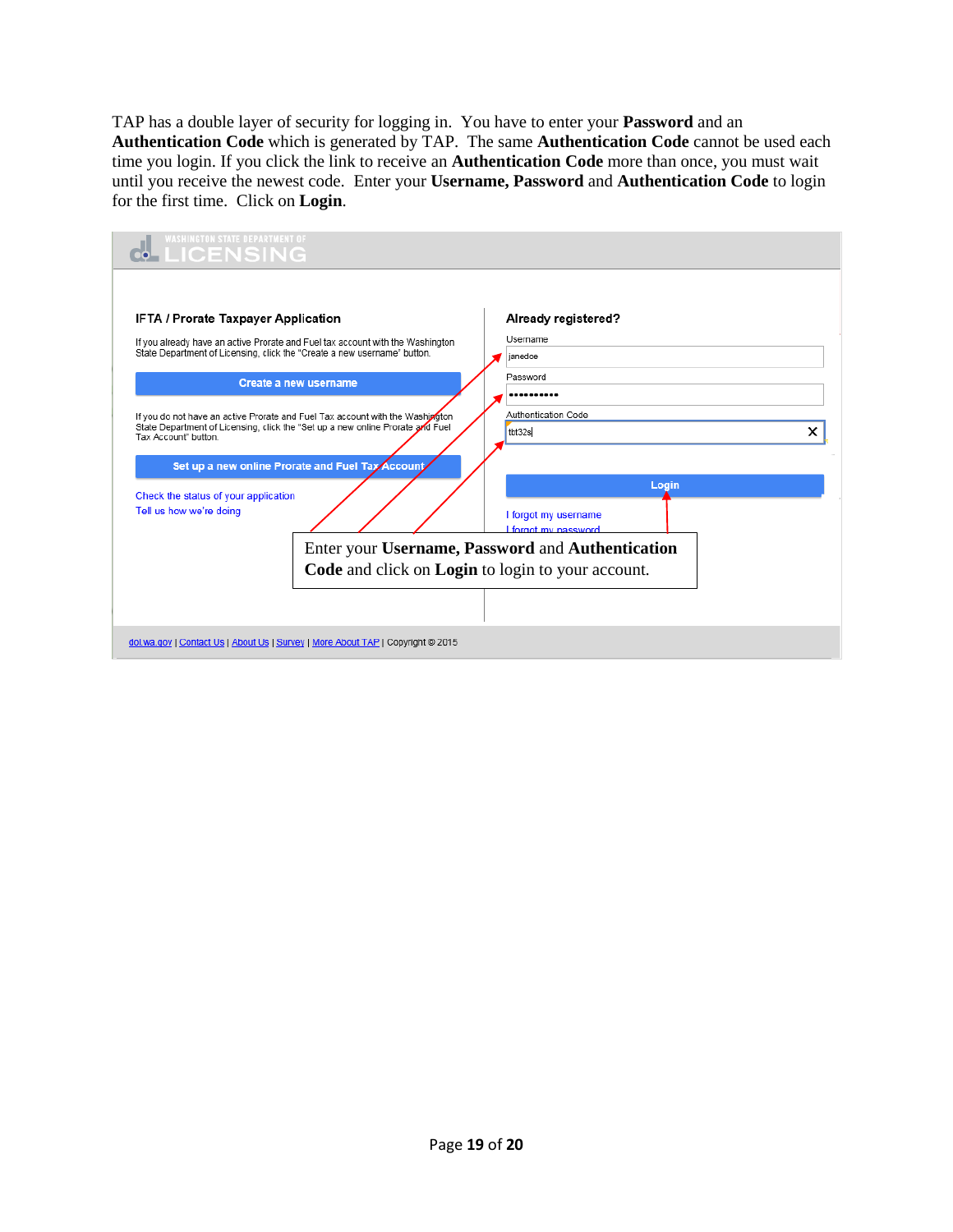TAP has a double layer of security for logging in. You have to enter your **Password** and an **Authentication Code** which is generated by TAP. The same **Authentication Code** cannot be used each time you login. If you click the link to receive an **Authentication Code** more than once, you must wait until you receive the newest code. Enter your **Username, Password** and **Authentication Code** to login for the first time. Click on **Login**.

WASHINGTON STATE DEPARTMENT OF LICENSING

**IFTA / Prorate Taxpayer Application**

If you already have an active Prorate and Fuel tax account with the Washington State Department of Licensing, click the "Create a new username" button.

Create a new username

If you do not have an active Prorate and Fuel Tax account with the Washington State Department of Licensing, click the "Set up a new online Prorate and Fuel Tax Account" button.

Set up a new online Prorate and Fuel Tax Account

Check the status of your application

Tell us how we're doing

**Already registered?**

Username: janedoe

Password: ••••••••••

Authentication Code: tbt32s

Login

I forgot my username

I forgot my password

Enter your **Username, Password** and **Authentication Code** and click on **Login** to login to your account.

dol.wa.gov | Contact Us | About Us | Survey | More About TAP | Copyright © 2015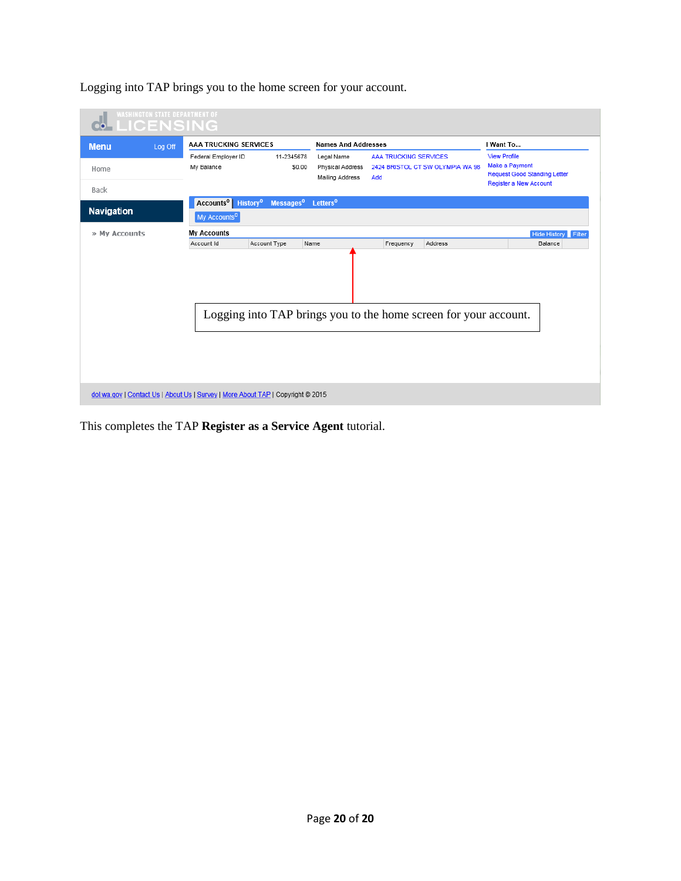Logging into TAP brings you to the home screen for your account.

WASHINGTON STATE DEPARTMENT OF LICENSING

Menu Log Off

Home

Back

Navigation

» My Accounts

AAA TRUCKING SERVICES

Federal Employer ID 11-2345678

My Balance $0.00

Names And Addresses

Legal Name AAA TRUCKING SERVICES

Physical Address 2424 BRISTOL CT SW OLYMPIA WA 98

Mailing Address Add

I Want To...

View Profile

Make a Payment

Request Good Standing Letter

Register a New Account

Accounts[0] History[0] Messages[0] Letters[0]

My Accounts[0]

My Accounts Hide History Filter

| Account Id | Account Type | Name | Frequency | Address | Balance |
|---|---|---|---|---|---|

Logging into TAP brings you to the home screen for your account.

dol.wa.gov | Contact Us | About Us | Survey | More About TAP | Copyright © 2015

This completes the TAP **Register as a Service Agent** tutorial.